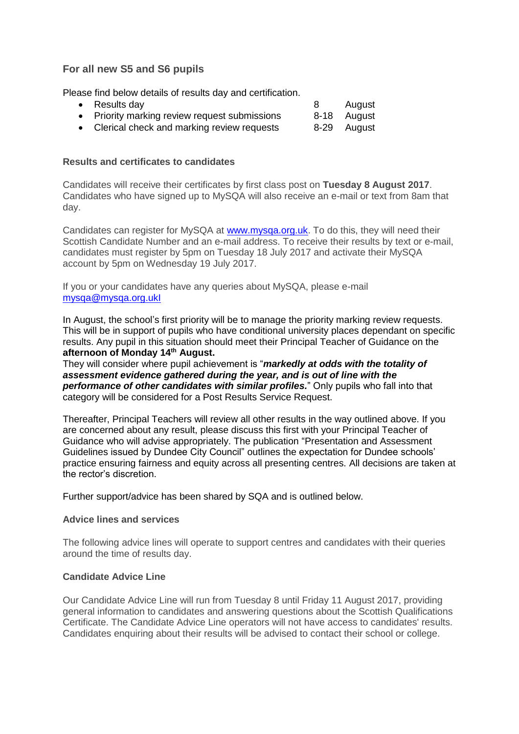## For all new S5 and S6 pupils

Please find below details of results day and certification.

- Results day 8 August
- Priority marking review request submissions 8-18 August
- Clerical check and marking review requests 8-29 August

### Results and certificates to candidates

Candidates will receive their certificates by first class post on **Tuesday 8 August 2017**. Candidates who have signed up to MySQA will also receive an e-mail or text from 8am that day.

Candidates can register for MySQA at [www.mysqa.org.uk](http://www.mysqa.org.uk). To do this, they will need their Scottish Candidate Number and an e-mail address. To receive their results by text or e-mail, candidates must register by 5pm on Tuesday 18 July 2017 and activate their MySQA account by 5pm on Wednesday 19 July 2017.

If you or your candidates have any queries about MySQA, please e-mail mysqa@mysqa.org.ukl

In August, the school's first priority will be to manage the priority marking review requests. This will be in support of pupils who have conditional university places dependant on specific results. Any pupil in this situation should meet their Principal Teacher of Guidance on the **afternoon of Monday 14th August.**

They will consider where pupil achievement is "***markedly at odds with the totality of assessment evidence gathered during the year, and is out of line with the performance of other candidates with similar profiles.***" Only pupils who fall into that category will be considered for a Post Results Service Request.

Thereafter, Principal Teachers will review all other results in the way outlined above. If you are concerned about any result, please discuss this first with your Principal Teacher of Guidance who will advise appropriately. The publication "Presentation and Assessment Guidelines issued by Dundee City Council" outlines the expectation for Dundee schools' practice ensuring fairness and equity across all presenting centres. All decisions are taken at the rector's discretion.

Further support/advice has been shared by SQA and is outlined below.

### Advice lines and services

The following advice lines will operate to support centres and candidates with their queries around the time of results day.

### Candidate Advice Line

Our Candidate Advice Line will run from Tuesday 8 until Friday 11 August 2017, providing general information to candidates and answering questions about the Scottish Qualifications Certificate. The Candidate Advice Line operators will not have access to candidates' results. Candidates enquiring about their results will be advised to contact their school or college.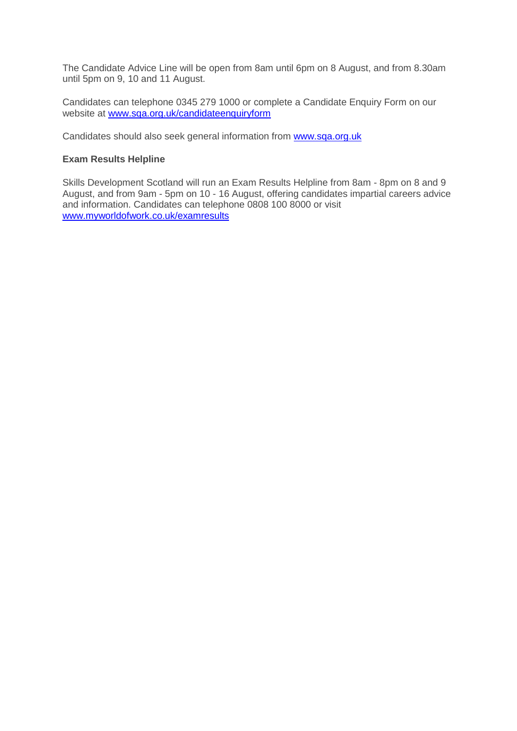The Candidate Advice Line will be open from 8am until 6pm on 8 August, and from 8.30am until 5pm on 9, 10 and 11 August.

Candidates can telephone 0345 279 1000 or complete a Candidate Enquiry Form on our website at [www.sqa.org.uk/candidateenquiryform](http://www.sqa.org.uk/candidateenquiryform)

Candidates should also seek general information from [www.sqa.org.uk](http://www.sqa.org.uk)

**Exam Results Helpline**

Skills Development Scotland will run an Exam Results Helpline from 8am - 8pm on 8 and 9 August, and from 9am - 5pm on 10 - 16 August, offering candidates impartial careers advice and information. Candidates can telephone 0808 100 8000 or visit [www.myworldofwork.co.uk/examresults](http://www.myworldofwork.co.uk/examresults)